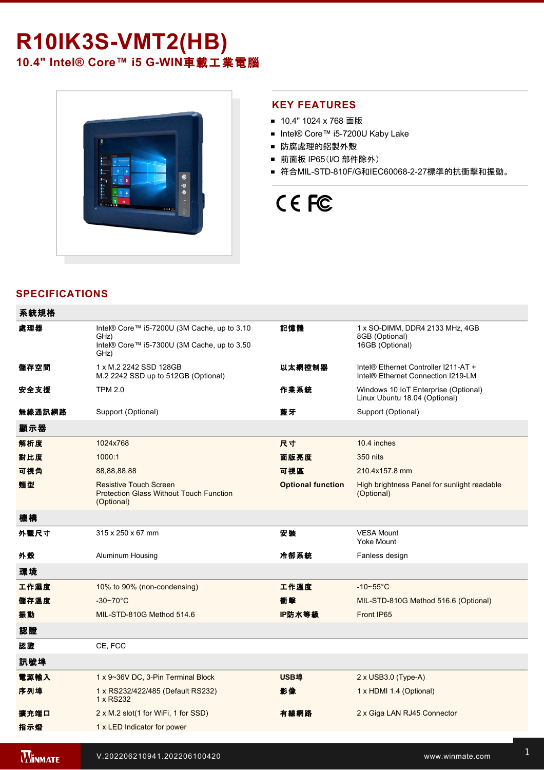# R10IK3S-VMT2(HB)

## 10.4" Intel® Core™ i5 G-WIN車載工業電腦

## KEY FEATURES

- 10.4" 1024 x 768 面版
- Intel® Core™ i5-7200U Kaby Lake
- 防腐處理的鋁製外殼
- 前面板 IP65（I/O 部件除外）
- 符合MIL-STD-810F/G和IEC60068-2-27標準的抗衝擊和振動。

## SPECIFICATIONS

| 系統規格 | | | |
|---|---|---|---|
| 處理器 | Intel® Core™ i5-7200U (3M Cache, up to 3.10 GHz)<br>Intel® Core™ i5-7300U (3M Cache, up to 3.50 GHz) | 記憶體 | 1 x SO-DIMM, DDR4 2133 MHz, 4GB<br>8GB (Optional)<br>16GB (Optional) |
| 儲存空間 | 1 x M.2 2242 SSD 128GB<br>M.2 2242 SSD up to 512GB (Optional) | 以太網控制器 | Intel® Ethernet Controller I211-AT +<br>Intel® Ethernet Connection I219-LM |
| 安全支援 | TPM 2.0 | 作業系統 | Windows 10 IoT Enterprise (Optional)<br>Linux Ubuntu 18.04 (Optional) |
| 無線通訊網路 | Support (Optional) | 藍牙 | Support (Optional) |
| **顯示器** | | | |
| 解析度 | 1024x768 | 尺寸 | 10.4 inches |
| 對比度 | 1000:1 | 面版亮度 | 350 nits |
| 可視角 | 88,88,88,88 | 可視區 | 210.4x157.8 mm |
| 類型 | Resistive Touch Screen<br>Protection Glass Without Touch Function (Optional) | Optional function | High brightness Panel for sunlight readable (Optional) |
| **機構** | | | |
| 外觀尺寸 | 315 x 250 x 67 mm | 安裝 | VESA Mount<br>Yoke Mount |
| 外殼 | Aluminum Housing | 冷卻系統 | Fanless design |
| **環境** | | | |
| 工作濕度 | 10% to 90% (non-condensing) | 工作溫度 | -10~55°C |
| 儲存溫度 | -30~70°C | 衝擊 | MIL-STD-810G Method 516.6 (Optional) |
| 振動 | MIL-STD-810G Method 514.6 | IP防水等級 | Front IP65 |
| **認證** | | | |
| 認證 | CE, FCC | | |
| **訊號埠** | | | |
| 電源輸入 | 1 x 9~36V DC, 3-Pin Terminal Block | USB埠 | 2 x USB3.0 (Type-A) |
| 序列埠 | 1 x RS232/422/485 (Default RS232)<br>1 x RS232 | 影像 | 1 x HDMI 1.4 (Optional) |
| 擴充端口 | 2 x M.2 slot(1 for WiFi, 1 for SSD) | 有線網路 | 2 x Giga LAN RJ45 Connector |
| 指示燈 | 1 x LED Indicator for power | | |

V.202206210941.202206100420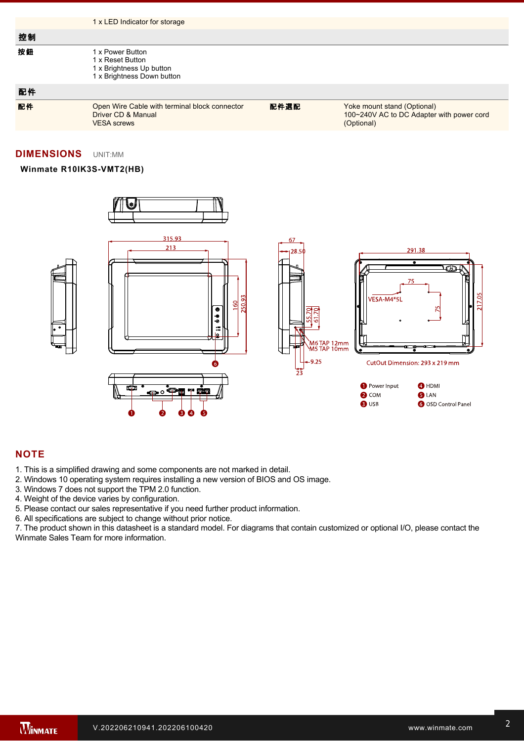| | | | |
|---|---|---|---|
| | 1 x LED Indicator for storage | | |
| **控制** | | | |
| **按鈕** | 1 x Power Button<br>1 x Reset Button<br>1 x Brightness Up button<br>1 x Brightness Down button | | |
| **配件** | | | |
| **配件** | Open Wire Cable with terminal block connector<br>Driver CD & Manual<br>VESA screws | **配件選配** | Yoke mount stand (Optional)<br>100~240V AC to DC Adapter with power cord (Optional) |

## DIMENSIONS UNIT:MM

**Winmate R10IK3S-VMT2(HB)**

315.93
213
160
250.93
67
28.50
55.70
61.70
M6 TAP 12mm
M5 TAP 10mm
9.25
23
291.38
75
VESA-M4*5L
75
217.05
CutOut Dimension: 293 x 219 mm

1 Power Input
2 COM
3 USB
4 HDMI
5 LAN
6 OSD Control Panel

## NOTE

1. This is a simplified drawing and some components are not marked in detail.
2. Windows 10 operating system requires installing a new version of BIOS and OS image.
3. Windows 7 does not support the TPM 2.0 function.
4. Weight of the device varies by configuration.
5. Please contact our sales representative if you need further product information.
6. All specifications are subject to change without prior notice.
7. The product shown in this datasheet is a standard model. For diagrams that contain customized or optional I/O, please contact the Winmate Sales Team for more information.